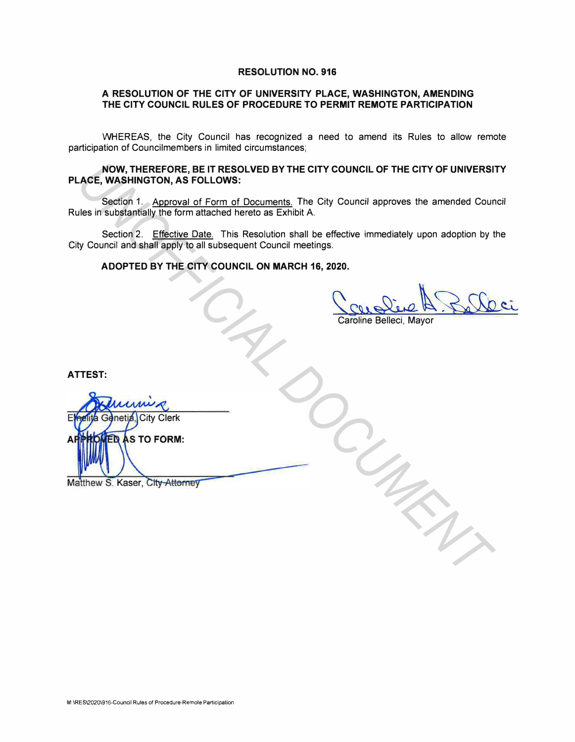# RESOLUTION NO. 916

## A RESOLUTION OF THE CITY OF UNIVERSITY PLACE, WASHINGTON, AMENDING THE CITY COUNCIL RULES OF PROCEDURE TO PERMIT REMOTE PARTICIPATION

WHEREAS, the City Council has recognized a need to amend its Rules to allow remote participation of Councilmembers in limited circumstances;

**NOW, THEREFORE, BE IT RESOLVED BY THE CITY COUNCIL OF THE CITY OF UNIVERSITY PLACE, WASHINGTON, AS FOLLOWS:**

Section 1. Approval of Form of Documents. The City Council approves the amended Council Rules in substantially the form attached hereto as Exhibit A.

Section 2. Effective Date. This Resolution shall be effective immediately upon adoption by the City Council and shall apply to all subsequent Council meetings.

**ADOPTED BY THE CITY COUNCIL ON MARCH 16, 2020.**

Caroline Belleci, Mayor

**ATTEST:**

Emelita Genetia, City Clerk

**APPROVED AS TO FORM:**

Matthew S. Kaser, City Attorney

M:\RES\2020\916-Council Rules of Procedure-Remote Participation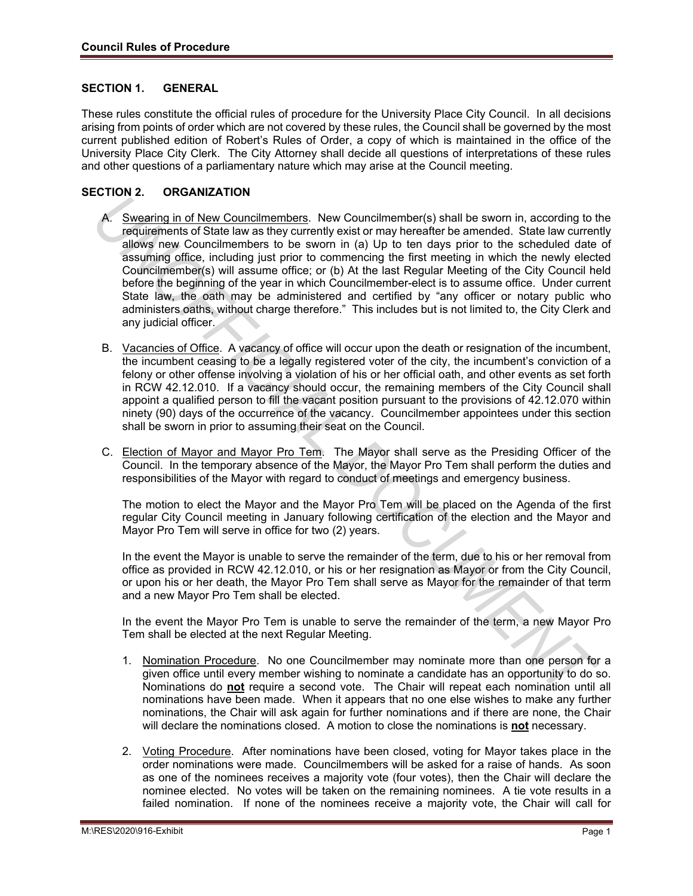## SECTION 1. GENERAL

These rules constitute the official rules of procedure for the University Place City Council. In all decisions arising from points of order which are not covered by these rules, the Council shall be governed by the most current published edition of Robert's Rules of Order, a copy of which is maintained in the office of the University Place City Clerk. The City Attorney shall decide all questions of interpretations of these rules and other questions of a parliamentary nature which may arise at the Council meeting.

## SECTION 2. ORGANIZATION

A. Swearing in of New Councilmembers. New Councilmember(s) shall be sworn in, according to the requirements of State law as they currently exist or may hereafter be amended. State law currently allows new Councilmembers to be sworn in (a) Up to ten days prior to the scheduled date of assuming office, including just prior to commencing the first meeting in which the newly elected Councilmember(s) will assume office; or (b) At the last Regular Meeting of the City Council held before the beginning of the year in which Councilmember-elect is to assume office. Under current State law, the oath may be administered and certified by "any officer or notary public who administers oaths, without charge therefore." This includes but is not limited to, the City Clerk and any judicial officer.

B. Vacancies of Office. A vacancy of office will occur upon the death or resignation of the incumbent, the incumbent ceasing to be a legally registered voter of the city, the incumbent's conviction of a felony or other offense involving a violation of his or her official oath, and other events as set forth in RCW 42.12.010. If a vacancy should occur, the remaining members of the City Council shall appoint a qualified person to fill the vacant position pursuant to the provisions of 42.12.070 within ninety (90) days of the occurrence of the vacancy. Councilmember appointees under this section shall be sworn in prior to assuming their seat on the Council.

C. Election of Mayor and Mayor Pro Tem. The Mayor shall serve as the Presiding Officer of the Council. In the temporary absence of the Mayor, the Mayor Pro Tem shall perform the duties and responsibilities of the Mayor with regard to conduct of meetings and emergency business.

The motion to elect the Mayor and the Mayor Pro Tem will be placed on the Agenda of the first regular City Council meeting in January following certification of the election and the Mayor and Mayor Pro Tem will serve in office for two (2) years.

In the event the Mayor is unable to serve the remainder of the term, due to his or her removal from office as provided in RCW 42.12.010, or his or her resignation as Mayor or from the City Council, or upon his or her death, the Mayor Pro Tem shall serve as Mayor for the remainder of that term and a new Mayor Pro Tem shall be elected.

In the event the Mayor Pro Tem is unable to serve the remainder of the term, a new Mayor Pro Tem shall be elected at the next Regular Meeting.

1. Nomination Procedure. No one Councilmember may nominate more than one person for a given office until every member wishing to nominate a candidate has an opportunity to do so. Nominations do **not** require a second vote. The Chair will repeat each nomination until all nominations have been made. When it appears that no one else wishes to make any further nominations, the Chair will ask again for further nominations and if there are none, the Chair will declare the nominations closed. A motion to close the nominations is **not** necessary.

2. Voting Procedure. After nominations have been closed, voting for Mayor takes place in the order nominations were made. Councilmembers will be asked for a raise of hands. As soon as one of the nominees receives a majority vote (four votes), then the Chair will declare the nominee elected. No votes will be taken on the remaining nominees. A tie vote results in a failed nomination. If none of the nominees receive a majority vote, the Chair will call for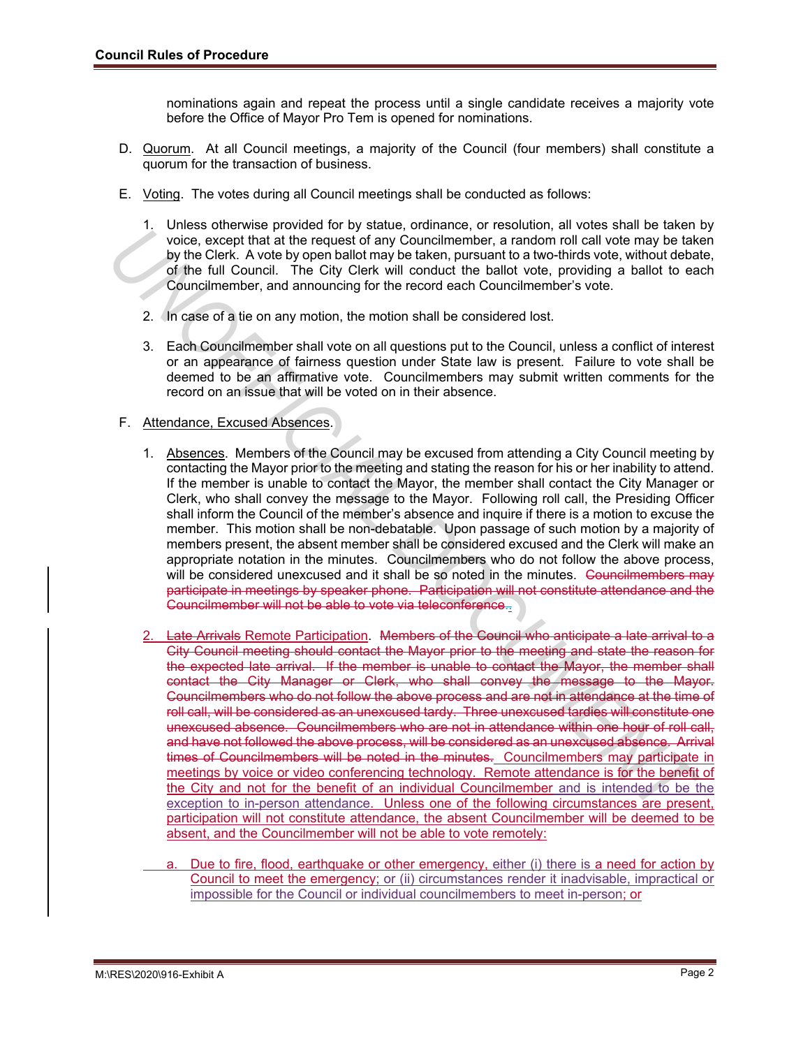nominations again and repeat the process until a single candidate receives a majority vote before the Office of Mayor Pro Tem is opened for nominations.

D. Quorum. At all Council meetings, a majority of the Council (four members) shall constitute a quorum for the transaction of business.

E. Voting. The votes during all Council meetings shall be conducted as follows:

1. Unless otherwise provided for by statue, ordinance, or resolution, all votes shall be taken by voice, except that at the request of any Councilmember, a random roll call vote may be taken by the Clerk. A vote by open ballot may be taken, pursuant to a two-thirds vote, without debate, of the full Council. The City Clerk will conduct the ballot vote, providing a ballot to each Councilmember, and announcing for the record each Councilmember's vote.

2. In case of a tie on any motion, the motion shall be considered lost.

3. Each Councilmember shall vote on all questions put to the Council, unless a conflict of interest or an appearance of fairness question under State law is present. Failure to vote shall be deemed to be an affirmative vote. Councilmembers may submit written comments for the record on an issue that will be voted on in their absence.

F. Attendance, Excused Absences.

1. Absences. Members of the Council may be excused from attending a City Council meeting by contacting the Mayor prior to the meeting and stating the reason for his or her inability to attend. If the member is unable to contact the Mayor, the member shall contact the City Manager or Clerk, who shall convey the message to the Mayor. Following roll call, the Presiding Officer shall inform the Council of the member's absence and inquire if there is a motion to excuse the member. This motion shall be non-debatable. Upon passage of such motion by a majority of members present, the absent member shall be considered excused and the Clerk will make an appropriate notation in the minutes. Councilmembers who do not follow the above process, will be considered unexcused and it shall be so noted in the minutes. ~~Councilmembers may participate in meetings by speaker phone. Participation will not constitute attendance and the Councilmember will not be able to vote via teleconference~~.

2. ~~Late Arrivals~~ Remote Participation. ~~Members of the Council who anticipate a late arrival to a City Council meeting should contact the Mayor prior to the meeting and state the reason for the expected late arrival. If the member is unable to contact the Mayor, the member shall contact the City Manager or Clerk, who shall convey the message to the Mayor. Councilmembers who do not follow the above process and are not in attendance at the time of roll call, will be considered as an unexcused tardy. Three unexcused tardies will constitute one unexcused absence. Councilmembers who are not in attendance within one hour of roll call, and have not followed the above process, will be considered as an unexcused absence. Arrival times of Councilmembers will be noted in the minutes.~~ Councilmembers may participate in meetings by voice or video conferencing technology. Remote attendance is for the benefit of the City and not for the benefit of an individual Councilmember and is intended to be the exception to in-person attendance. Unless one of the following circumstances are present, participation will not constitute attendance, the absent Councilmember will be deemed to be absent, and the Councilmember will not be able to vote remotely:

   a. Due to fire, flood, earthquake or other emergency, either (i) there is a need for action by Council to meet the emergency; or (ii) circumstances render it inadvisable, impractical or impossible for the Council or individual councilmembers to meet in-person; or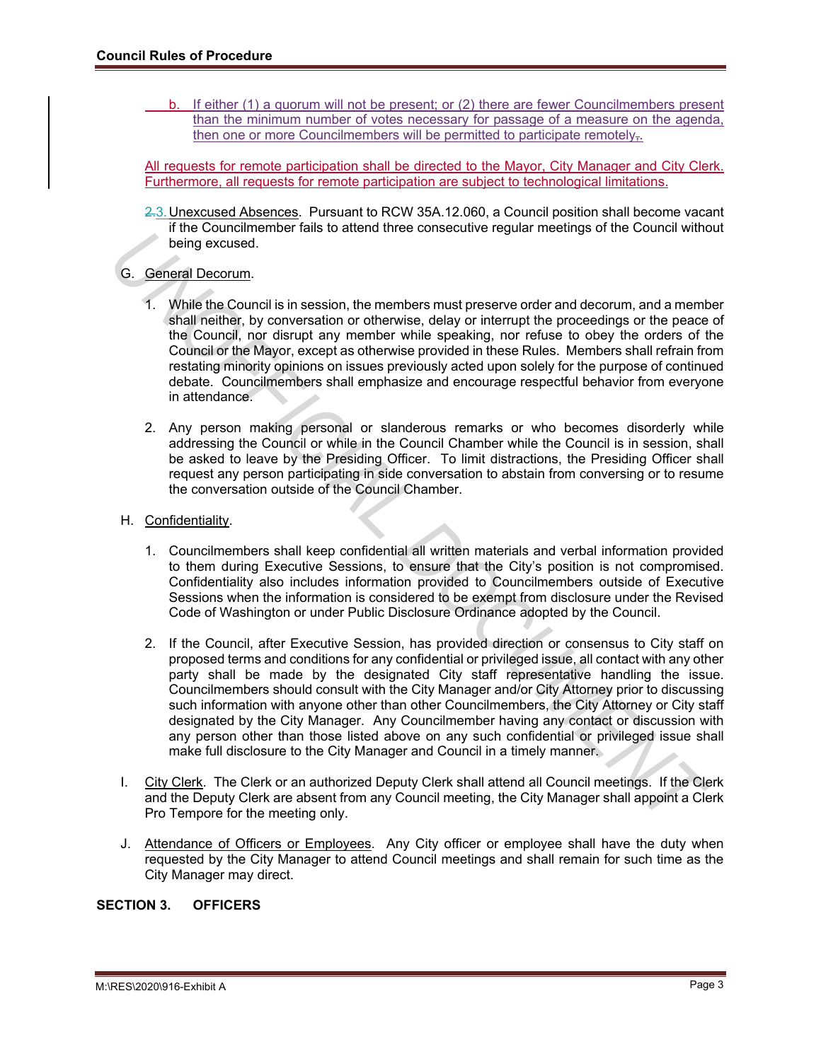b. If either (1) a quorum will not be present; or (2) there are fewer Councilmembers present than the minimum number of votes necessary for passage of a measure on the agenda, then one or more Councilmembers will be permitted to participate remotely.

All requests for remote participation shall be directed to the Mayor, City Manager and City Clerk. Furthermore, all requests for remote participation are subject to technological limitations.

3. Unexcused Absences. Pursuant to RCW 35A.12.060, a Council position shall become vacant if the Councilmember fails to attend three consecutive regular meetings of the Council without being excused.

G. General Decorum.

1. While the Council is in session, the members must preserve order and decorum, and a member shall neither, by conversation or otherwise, delay or interrupt the proceedings or the peace of the Council, nor disrupt any member while speaking, nor refuse to obey the orders of the Council or the Mayor, except as otherwise provided in these Rules. Members shall refrain from restating minority opinions on issues previously acted upon solely for the purpose of continued debate. Councilmembers shall emphasize and encourage respectful behavior from everyone in attendance.

2. Any person making personal or slanderous remarks or who becomes disorderly while addressing the Council or while in the Council Chamber while the Council is in session, shall be asked to leave by the Presiding Officer. To limit distractions, the Presiding Officer shall request any person participating in side conversation to abstain from conversing or to resume the conversation outside of the Council Chamber.

H. Confidentiality.

1. Councilmembers shall keep confidential all written materials and verbal information provided to them during Executive Sessions, to ensure that the City's position is not compromised. Confidentiality also includes information provided to Councilmembers outside of Executive Sessions when the information is considered to be exempt from disclosure under the Revised Code of Washington or under Public Disclosure Ordinance adopted by the Council.

2. If the Council, after Executive Session, has provided direction or consensus to City staff on proposed terms and conditions for any confidential or privileged issue, all contact with any other party shall be made by the designated City staff representative handling the issue. Councilmembers should consult with the City Manager and/or City Attorney prior to discussing such information with anyone other than other Councilmembers, the City Attorney or City staff designated by the City Manager. Any Councilmember having any contact or discussion with any person other than those listed above on any such confidential or privileged issue shall make full disclosure to the City Manager and Council in a timely manner.

I. City Clerk. The Clerk or an authorized Deputy Clerk shall attend all Council meetings. If the Clerk and the Deputy Clerk are absent from any Council meeting, the City Manager shall appoint a Clerk Pro Tempore for the meeting only.

J. Attendance of Officers or Employees. Any City officer or employee shall have the duty when requested by the City Manager to attend Council meetings and shall remain for such time as the City Manager may direct.

## SECTION 3. OFFICERS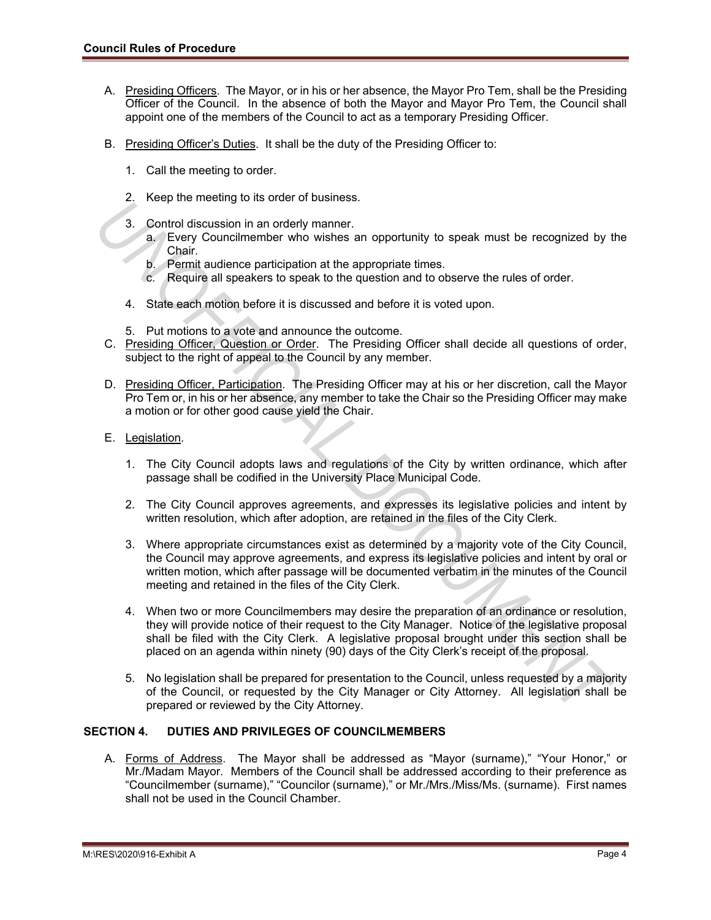A. Presiding Officers. The Mayor, or in his or her absence, the Mayor Pro Tem, shall be the Presiding Officer of the Council. In the absence of both the Mayor and Mayor Pro Tem, the Council shall appoint one of the members of the Council to act as a temporary Presiding Officer.

B. Presiding Officer's Duties. It shall be the duty of the Presiding Officer to:

   1. Call the meeting to order.

   2. Keep the meeting to its order of business.

   3. Control discussion in an orderly manner.
      a. Every Councilmember who wishes an opportunity to speak must be recognized by the Chair.
      b. Permit audience participation at the appropriate times.
      c. Require all speakers to speak to the question and to observe the rules of order.

   4. State each motion before it is discussed and before it is voted upon.

   5. Put motions to a vote and announce the outcome.

C. Presiding Officer, Question or Order. The Presiding Officer shall decide all questions of order, subject to the right of appeal to the Council by any member.

D. Presiding Officer, Participation. The Presiding Officer may at his or her discretion, call the Mayor Pro Tem or, in his or her absence, any member to take the Chair so the Presiding Officer may make a motion or for other good cause yield the Chair.

E. Legislation.

   1. The City Council adopts laws and regulations of the City by written ordinance, which after passage shall be codified in the University Place Municipal Code.

   2. The City Council approves agreements, and expresses its legislative policies and intent by written resolution, which after adoption, are retained in the files of the City Clerk.

   3. Where appropriate circumstances exist as determined by a majority vote of the City Council, the Council may approve agreements, and express its legislative policies and intent by oral or written motion, which after passage will be documented verbatim in the minutes of the Council meeting and retained in the files of the City Clerk.

   4. When two or more Councilmembers may desire the preparation of an ordinance or resolution, they will provide notice of their request to the City Manager. Notice of the legislative proposal shall be filed with the City Clerk. A legislative proposal brought under this section shall be placed on an agenda within ninety (90) days of the City Clerk's receipt of the proposal.

   5. No legislation shall be prepared for presentation to the Council, unless requested by a majority of the Council, or requested by the City Manager or City Attorney. All legislation shall be prepared or reviewed by the City Attorney.

## SECTION 4. DUTIES AND PRIVILEGES OF COUNCILMEMBERS

A. Forms of Address. The Mayor shall be addressed as "Mayor (surname)," "Your Honor," or Mr./Madam Mayor. Members of the Council shall be addressed according to their preference as "Councilmember (surname)," "Councilor (surname)," or Mr./Mrs./Miss/Ms. (surname). First names shall not be used in the Council Chamber.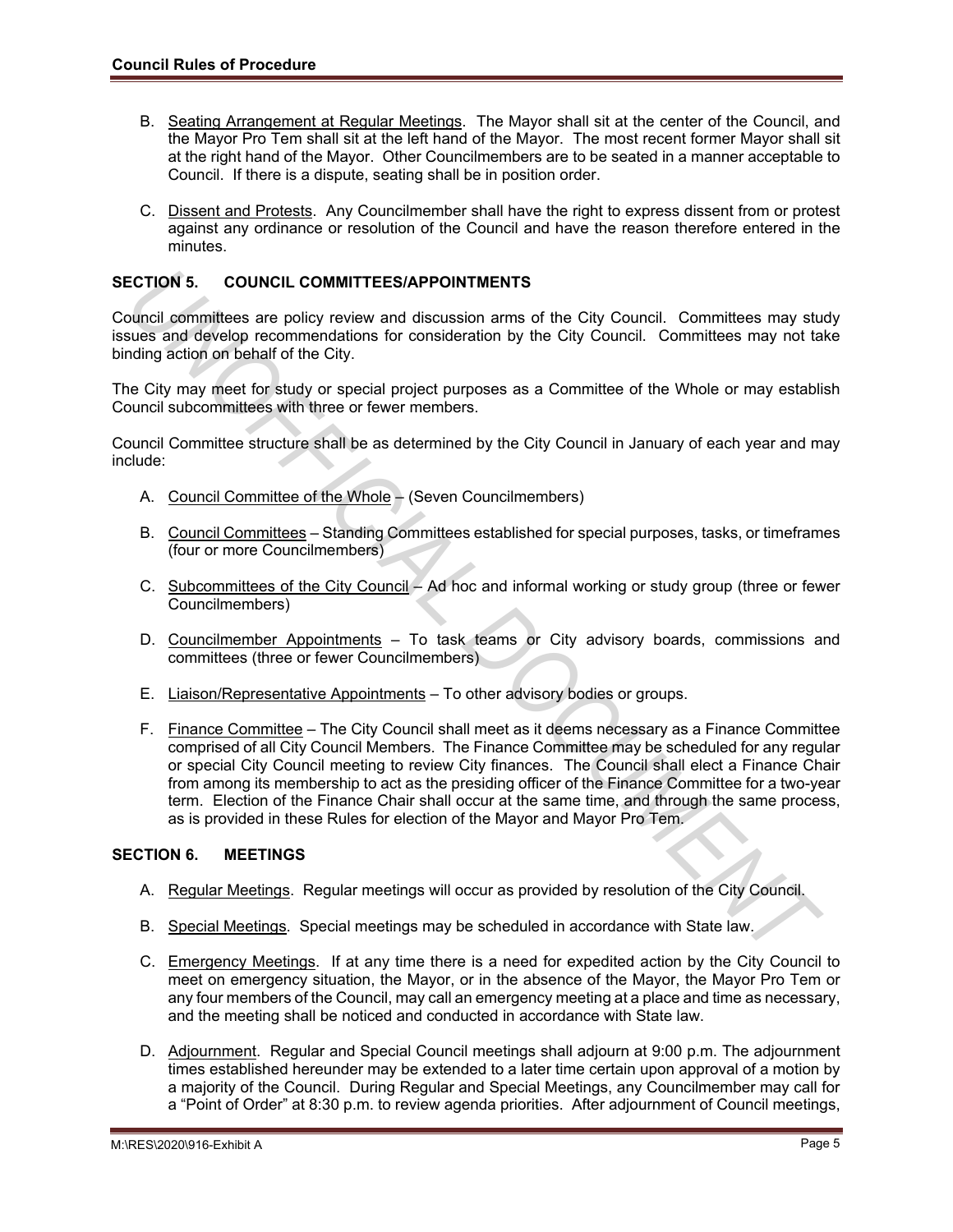B. Seating Arrangement at Regular Meetings. The Mayor shall sit at the center of the Council, and the Mayor Pro Tem shall sit at the left hand of the Mayor. The most recent former Mayor shall sit at the right hand of the Mayor. Other Councilmembers are to be seated in a manner acceptable to Council. If there is a dispute, seating shall be in position order.

C. Dissent and Protests. Any Councilmember shall have the right to express dissent from or protest against any ordinance or resolution of the Council and have the reason therefore entered in the minutes.

## SECTION 5. COUNCIL COMMITTEES/APPOINTMENTS

Council committees are policy review and discussion arms of the City Council. Committees may study issues and develop recommendations for consideration by the City Council. Committees may not take binding action on behalf of the City.

The City may meet for study or special project purposes as a Committee of the Whole or may establish Council subcommittees with three or fewer members.

Council Committee structure shall be as determined by the City Council in January of each year and may include:

A. Council Committee of the Whole – (Seven Councilmembers)

B. Council Committees – Standing Committees established for special purposes, tasks, or timeframes (four or more Councilmembers)

C. Subcommittees of the City Council – Ad hoc and informal working or study group (three or fewer Councilmembers)

D. Councilmember Appointments – To task teams or City advisory boards, commissions and committees (three or fewer Councilmembers)

E. Liaison/Representative Appointments – To other advisory bodies or groups.

F. Finance Committee – The City Council shall meet as it deems necessary as a Finance Committee comprised of all City Council Members. The Finance Committee may be scheduled for any regular or special City Council meeting to review City finances. The Council shall elect a Finance Chair from among its membership to act as the presiding officer of the Finance Committee for a two-year term. Election of the Finance Chair shall occur at the same time, and through the same process, as is provided in these Rules for election of the Mayor and Mayor Pro Tem.

## SECTION 6. MEETINGS

A. Regular Meetings. Regular meetings will occur as provided by resolution of the City Council.

B. Special Meetings. Special meetings may be scheduled in accordance with State law.

C. Emergency Meetings. If at any time there is a need for expedited action by the City Council to meet on emergency situation, the Mayor, or in the absence of the Mayor, the Mayor Pro Tem or any four members of the Council, may call an emergency meeting at a place and time as necessary, and the meeting shall be noticed and conducted in accordance with State law.

D. Adjournment. Regular and Special Council meetings shall adjourn at 9:00 p.m. The adjournment times established hereunder may be extended to a later time certain upon approval of a motion by a majority of the Council. During Regular and Special Meetings, any Councilmember may call for a "Point of Order" at 8:30 p.m. to review agenda priorities. After adjournment of Council meetings,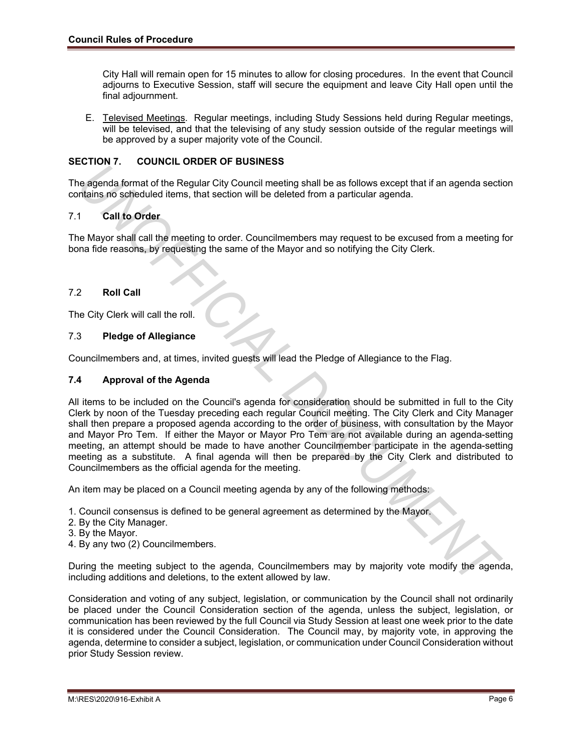City Hall will remain open for 15 minutes to allow for closing procedures. In the event that Council adjourns to Executive Session, staff will secure the equipment and leave City Hall open until the final adjournment.

E. Televised Meetings. Regular meetings, including Study Sessions held during Regular meetings, will be televised, and that the televising of any study session outside of the regular meetings will be approved by a super majority vote of the Council.

## SECTION 7. COUNCIL ORDER OF BUSINESS

The agenda format of the Regular City Council meeting shall be as follows except that if an agenda section contains no scheduled items, that section will be deleted from a particular agenda.

### 7.1 Call to Order

The Mayor shall call the meeting to order. Councilmembers may request to be excused from a meeting for bona fide reasons, by requesting the same of the Mayor and so notifying the City Clerk.

### 7.2 Roll Call

The City Clerk will call the roll.

### 7.3 Pledge of Allegiance

Councilmembers and, at times, invited guests will lead the Pledge of Allegiance to the Flag.

### 7.4 Approval of the Agenda

All items to be included on the Council's agenda for consideration should be submitted in full to the City Clerk by noon of the Tuesday preceding each regular Council meeting. The City Clerk and City Manager shall then prepare a proposed agenda according to the order of business, with consultation by the Mayor and Mayor Pro Tem. If either the Mayor or Mayor Pro Tem are not available during an agenda-setting meeting, an attempt should be made to have another Councilmember participate in the agenda-setting meeting as a substitute. A final agenda will then be prepared by the City Clerk and distributed to Councilmembers as the official agenda for the meeting.

An item may be placed on a Council meeting agenda by any of the following methods:

1. Council consensus is defined to be general agreement as determined by the Mayor.
2. By the City Manager.
3. By the Mayor.
4. By any two (2) Councilmembers.

During the meeting subject to the agenda, Councilmembers may by majority vote modify the agenda, including additions and deletions, to the extent allowed by law.

Consideration and voting of any subject, legislation, or communication by the Council shall not ordinarily be placed under the Council Consideration section of the agenda, unless the subject, legislation, or communication has been reviewed by the full Council via Study Session at least one week prior to the date it is considered under the Council Consideration. The Council may, by majority vote, in approving the agenda, determine to consider a subject, legislation, or communication under Council Consideration without prior Study Session review.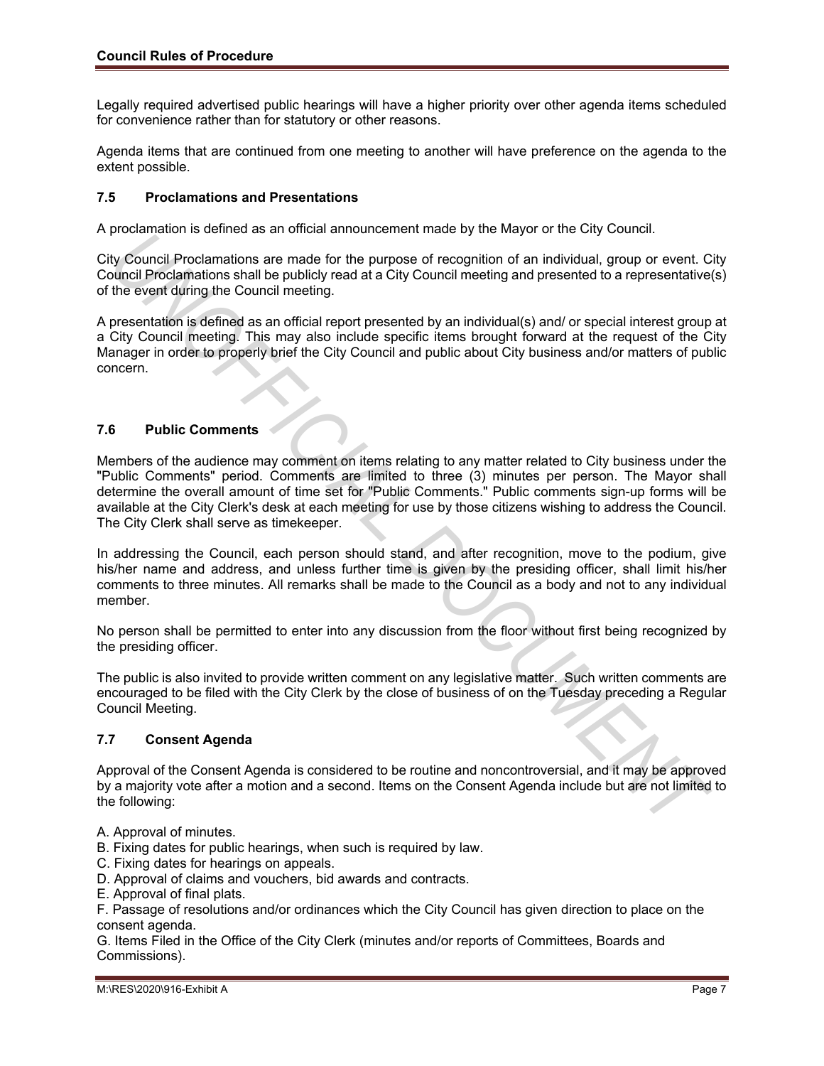Legally required advertised public hearings will have a higher priority over other agenda items scheduled for convenience rather than for statutory or other reasons.

Agenda items that are continued from one meeting to another will have preference on the agenda to the extent possible.

### 7.5 Proclamations and Presentations

A proclamation is defined as an official announcement made by the Mayor or the City Council.

City Council Proclamations are made for the purpose of recognition of an individual, group or event. City Council Proclamations shall be publicly read at a City Council meeting and presented to a representative(s) of the event during the Council meeting.

A presentation is defined as an official report presented by an individual(s) and/ or special interest group at a City Council meeting. This may also include specific items brought forward at the request of the City Manager in order to properly brief the City Council and public about City business and/or matters of public concern.

### 7.6 Public Comments

Members of the audience may comment on items relating to any matter related to City business under the "Public Comments" period. Comments are limited to three (3) minutes per person. The Mayor shall determine the overall amount of time set for "Public Comments." Public comments sign-up forms will be available at the City Clerk's desk at each meeting for use by those citizens wishing to address the Council. The City Clerk shall serve as timekeeper.

In addressing the Council, each person should stand, and after recognition, move to the podium, give his/her name and address, and unless further time is given by the presiding officer, shall limit his/her comments to three minutes. All remarks shall be made to the Council as a body and not to any individual member.

No person shall be permitted to enter into any discussion from the floor without first being recognized by the presiding officer.

The public is also invited to provide written comment on any legislative matter. Such written comments are encouraged to be filed with the City Clerk by the close of business of on the Tuesday preceding a Regular Council Meeting.

### 7.7 Consent Agenda

Approval of the Consent Agenda is considered to be routine and noncontroversial, and it may be approved by a majority vote after a motion and a second. Items on the Consent Agenda include but are not limited to the following:

A. Approval of minutes.
B. Fixing dates for public hearings, when such is required by law.
C. Fixing dates for hearings on appeals.
D. Approval of claims and vouchers, bid awards and contracts.
E. Approval of final plats.
F. Passage of resolutions and/or ordinances which the City Council has given direction to place on the consent agenda.
G. Items Filed in the Office of the City Clerk (minutes and/or reports of Committees, Boards and Commissions).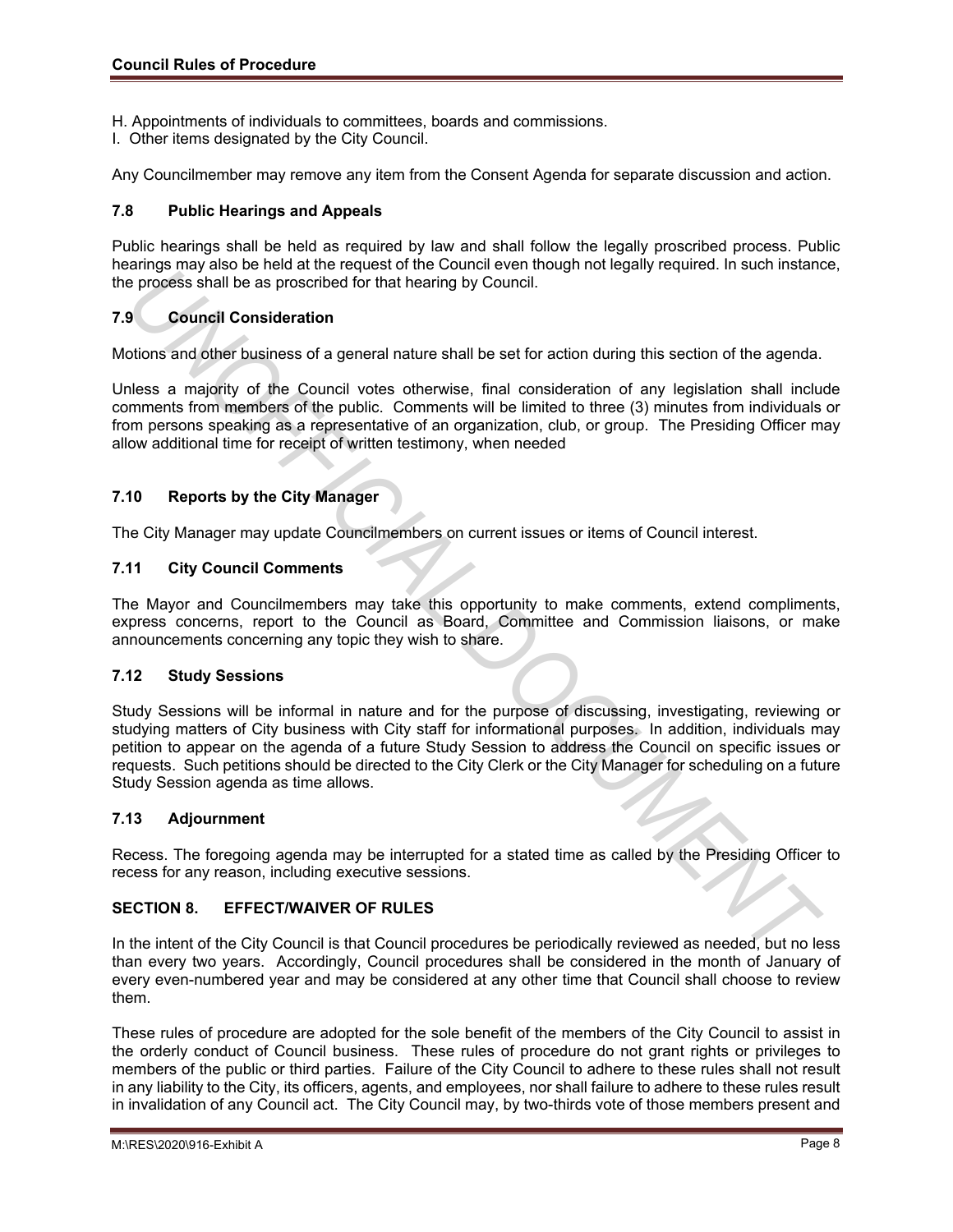H. Appointments of individuals to committees, boards and commissions.
I. Other items designated by the City Council.

Any Councilmember may remove any item from the Consent Agenda for separate discussion and action.

### 7.8 Public Hearings and Appeals

Public hearings shall be held as required by law and shall follow the legally proscribed process. Public hearings may also be held at the request of the Council even though not legally required. In such instance, the process shall be as proscribed for that hearing by Council.

### 7.9 Council Consideration

Motions and other business of a general nature shall be set for action during this section of the agenda.

Unless a majority of the Council votes otherwise, final consideration of any legislation shall include comments from members of the public. Comments will be limited to three (3) minutes from individuals or from persons speaking as a representative of an organization, club, or group. The Presiding Officer may allow additional time for receipt of written testimony, when needed

### 7.10 Reports by the City Manager

The City Manager may update Councilmembers on current issues or items of Council interest.

### 7.11 City Council Comments

The Mayor and Councilmembers may take this opportunity to make comments, extend compliments, express concerns, report to the Council as Board, Committee and Commission liaisons, or make announcements concerning any topic they wish to share.

### 7.12 Study Sessions

Study Sessions will be informal in nature and for the purpose of discussing, investigating, reviewing or studying matters of City business with City staff for informational purposes. In addition, individuals may petition to appear on the agenda of a future Study Session to address the Council on specific issues or requests. Such petitions should be directed to the City Clerk or the City Manager for scheduling on a future Study Session agenda as time allows.

### 7.13 Adjournment

Recess. The foregoing agenda may be interrupted for a stated time as called by the Presiding Officer to recess for any reason, including executive sessions.

## SECTION 8. EFFECT/WAIVER OF RULES

In the intent of the City Council is that Council procedures be periodically reviewed as needed, but no less than every two years. Accordingly, Council procedures shall be considered in the month of January of every even-numbered year and may be considered at any other time that Council shall choose to review them.

These rules of procedure are adopted for the sole benefit of the members of the City Council to assist in the orderly conduct of Council business. These rules of procedure do not grant rights or privileges to members of the public or third parties. Failure of the City Council to adhere to these rules shall not result in any liability to the City, its officers, agents, and employees, nor shall failure to adhere to these rules result in invalidation of any Council act. The City Council may, by two-thirds vote of those members present and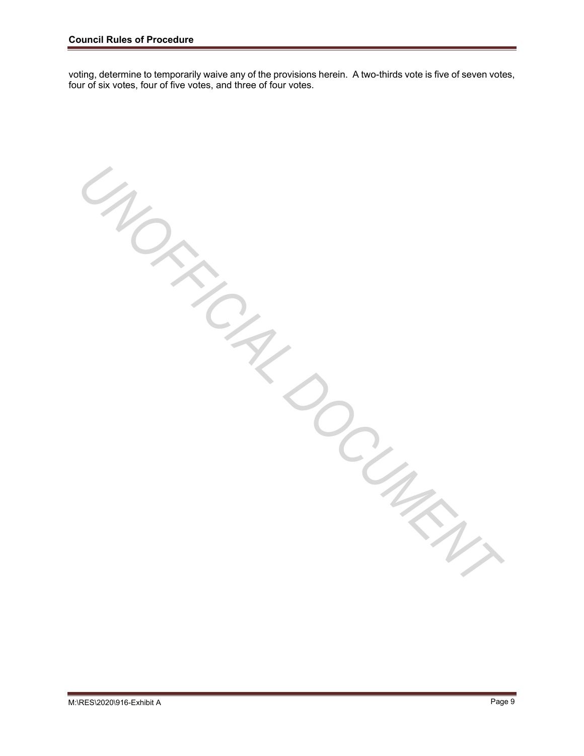voting, determine to temporarily waive any of the provisions herein. A two-thirds vote is five of seven votes, four of six votes, four of five votes, and three of four votes.